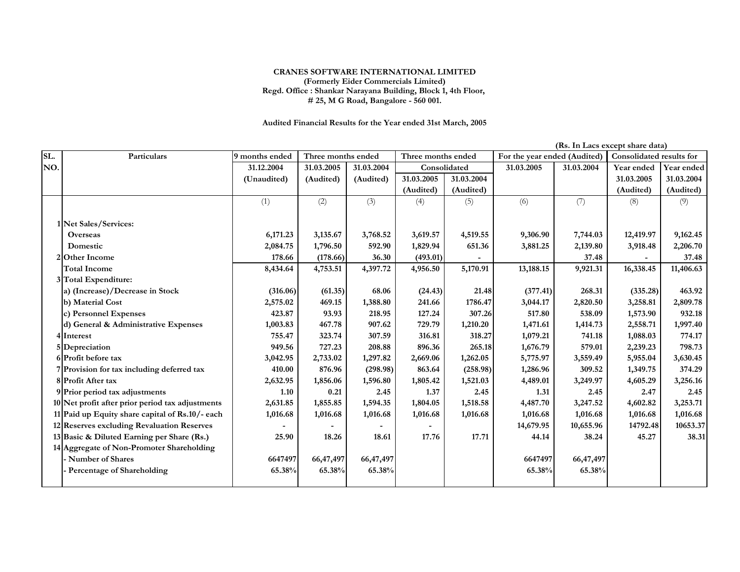**CRANES SOFTWARE INTERNATIONAL LIMITED**
**(Formerly Eider Commercials Limited)**
**Regd. Office : Shankar Narayana Building, Block 1, 4th Floor,**
**# 25, M G Road, Bangalore - 560 001.**

**Audited Financial Results for the Year ended 31st March, 2005**

**(Rs. In Lacs except share data)**

| SL. NO. | Particulars | 9 months ended | Three months ended | | Three months ended | | For the year ended (Audited) | | Consolidated results for | |
|---|---|---|---|---|---|---|---|---|---|---|
| | | 31.12.2004 | 31.03.2005 | 31.03.2004 | Consolidated | | 31.03.2005 | 31.03.2004 | Year ended | Year ended |
| | | (Unaudited) | (Audited) | (Audited) | 31.03.2005 | 31.03.2004 | | | 31.03.2005 | 31.03.2004 |
| | | | | | (Audited) | (Audited) | | | (Audited) | (Audited) |
| | | (1) | (2) | (3) | (4) | (5) | (6) | (7) | (8) | (9) |
| 1 | **Net Sales/Services:** | | | | | | | | | |
| | Overseas | 6,171.23 | 3,135.67 | 3,768.52 | 3,619.57 | 4,519.55 | 9,306.90 | 7,744.03 | 12,419.97 | 9,162.45 |
| | Domestic | 2,084.75 | 1,796.50 | 592.90 | 1,829.94 | 651.36 | 3,881.25 | 2,139.80 | 3,918.48 | 2,206.70 |
| 2 | Other Income | 178.66 | (178.66) | 36.30 | (493.01) | - | | 37.48 | - | 37.48 |
| | Total Income | 8,434.64 | 4,753.51 | 4,397.72 | 4,956.50 | 5,170.91 | 13,188.15 | 9,921.31 | 16,338.45 | 11,406.63 |
| 3 | Total Expenditure: | | | | | | | | | |
| | a) (Increase)/Decrease in Stock | (316.06) | (61.35) | 68.06 | (24.43) | 21.48 | (377.41) | 268.31 | (335.28) | 463.92 |
| | b) Material Cost | 2,575.02 | 469.15 | 1,388.80 | 241.66 | 1786.47 | 3,044.17 | 2,820.50 | 3,258.81 | 2,809.78 |
| | c) Personnel Expenses | 423.87 | 93.93 | 218.95 | 127.24 | 307.26 | 517.80 | 538.09 | 1,573.90 | 932.18 |
| | d) General & Administrative Expenses | 1,003.83 | 467.78 | 907.62 | 729.79 | 1,210.20 | 1,471.61 | 1,414.73 | 2,558.71 | 1,997.40 |
| 4 | Interest | 755.47 | 323.74 | 307.59 | 316.81 | 318.27 | 1,079.21 | 741.18 | 1,088.03 | 774.17 |
| 5 | Depreciation | 949.56 | 727.23 | 208.88 | 896.36 | 265.18 | 1,676.79 | 579.01 | 2,239.23 | 798.73 |
| 6 | Profit before tax | 3,042.95 | 2,733.02 | 1,297.82 | 2,669.06 | 1,262.05 | 5,775.97 | 3,559.49 | 5,955.04 | 3,630.45 |
| 7 | Provision for tax including deferred tax | 410.00 | 876.96 | (298.98) | 863.64 | (258.98) | 1,286.96 | 309.52 | 1,349.75 | 374.29 |
| 8 | Profit After tax | 2,632.95 | 1,856.06 | 1,596.80 | 1,805.42 | 1,521.03 | 4,489.01 | 3,249.97 | 4,605.29 | 3,256.16 |
| 9 | Prior period tax adjustments | 1.10 | 0.21 | 2.45 | 1.37 | 2.45 | 1.31 | 2.45 | 2.47 | 2.45 |
| 10 | Net profit after prior period tax adjustments | 2,631.85 | 1,855.85 | 1,594.35 | 1,804.05 | 1,518.58 | 4,487.70 | 3,247.52 | 4,602.82 | 3,253.71 |
| 11 | Paid up Equity share capital of Rs.10/- each | 1,016.68 | 1,016.68 | 1,016.68 | 1,016.68 | 1,016.68 | 1,016.68 | 1,016.68 | 1,016.68 | 1,016.68 |
| 12 | Reserves excluding Revaluation Reserves | - | - | - | - | | 14,679.95 | 10,655.96 | 14792.48 | 10653.37 |
| 13 | Basic & Diluted Earning per Share (Rs.) | 25.90 | 18.26 | 18.61 | 17.76 | 17.71 | 44.14 | 38.24 | 45.27 | 38.31 |
| 14 | Aggregate of Non-Promoter Shareholding | | | | | | | | | |
| | - Number of Shares | 6647497 | 66,47,497 | 66,47,497 | | | 6647497 | 66,47,497 | | |
| | - Percentage of Shareholding | 65.38% | 65.38% | 65.38% | | | 65.38% | 65.38% | | |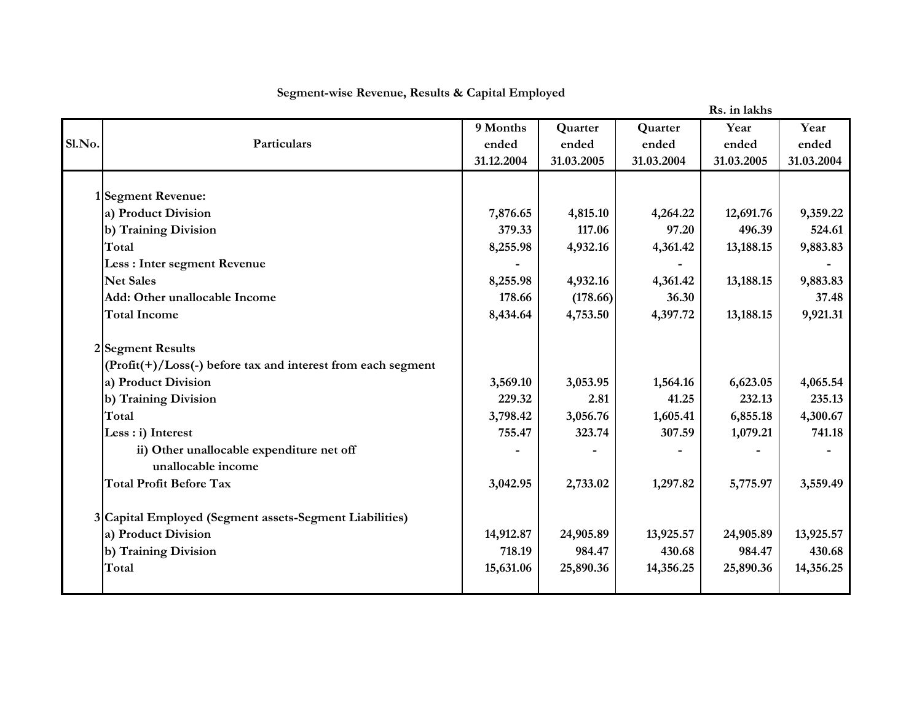## Segment-wise Revenue, Results & Capital Employed

Rs. in lakhs

| Sl.No. | Particulars | 9 Months ended 31.12.2004 | Quarter ended 31.03.2005 | Quarter ended 31.03.2004 | Year ended 31.03.2005 | Year ended 31.03.2004 |
|---|---|---|---|---|---|---|
| 1 | **Segment Revenue:** | | | | | |
| | a) Product Division | 7,876.65 | 4,815.10 | 4,264.22 | 12,691.76 | 9,359.22 |
| | b) Training Division | 379.33 | 117.06 | 97.20 | 496.39 | 524.61 |
| | Total | 8,255.98 | 4,932.16 | 4,361.42 | 13,188.15 | 9,883.83 |
| | Less : Inter segment Revenue | - | | - | | - |
| | Net Sales | 8,255.98 | 4,932.16 | 4,361.42 | 13,188.15 | 9,883.83 |
| | Add: Other unallocable Income | 178.66 | (178.66) | 36.30 | | 37.48 |
| | Total Income | 8,434.64 | 4,753.50 | 4,397.72 | 13,188.15 | 9,921.31 |
| 2 | **Segment Results** | | | | | |
| | (Profit(+)/Loss(-) before tax and interest from each segment | | | | | |
| | a) Product Division | 3,569.10 | 3,053.95 | 1,564.16 | 6,623.05 | 4,065.54 |
| | b) Training Division | 229.32 | 2.81 | 41.25 | 232.13 | 235.13 |
| | Total | 3,798.42 | 3,056.76 | 1,605.41 | 6,855.18 | 4,300.67 |
| | Less : i) Interest | 755.47 | 323.74 | 307.59 | 1,079.21 | 741.18 |
| | ii) Other unallocable expenditure net off unallocable income | - | - | - | - | - |
| | Total Profit Before Tax | 3,042.95 | 2,733.02 | 1,297.82 | 5,775.97 | 3,559.49 |
| 3 | **Capital Employed (Segment assets-Segment Liabilities)** | | | | | |
| | a) Product Division | 14,912.87 | 24,905.89 | 13,925.57 | 24,905.89 | 13,925.57 |
| | b) Training Division | 718.19 | 984.47 | 430.68 | 984.47 | 430.68 |
| | Total | 15,631.06 | 25,890.36 | 14,356.25 | 25,890.36 | 14,356.25 |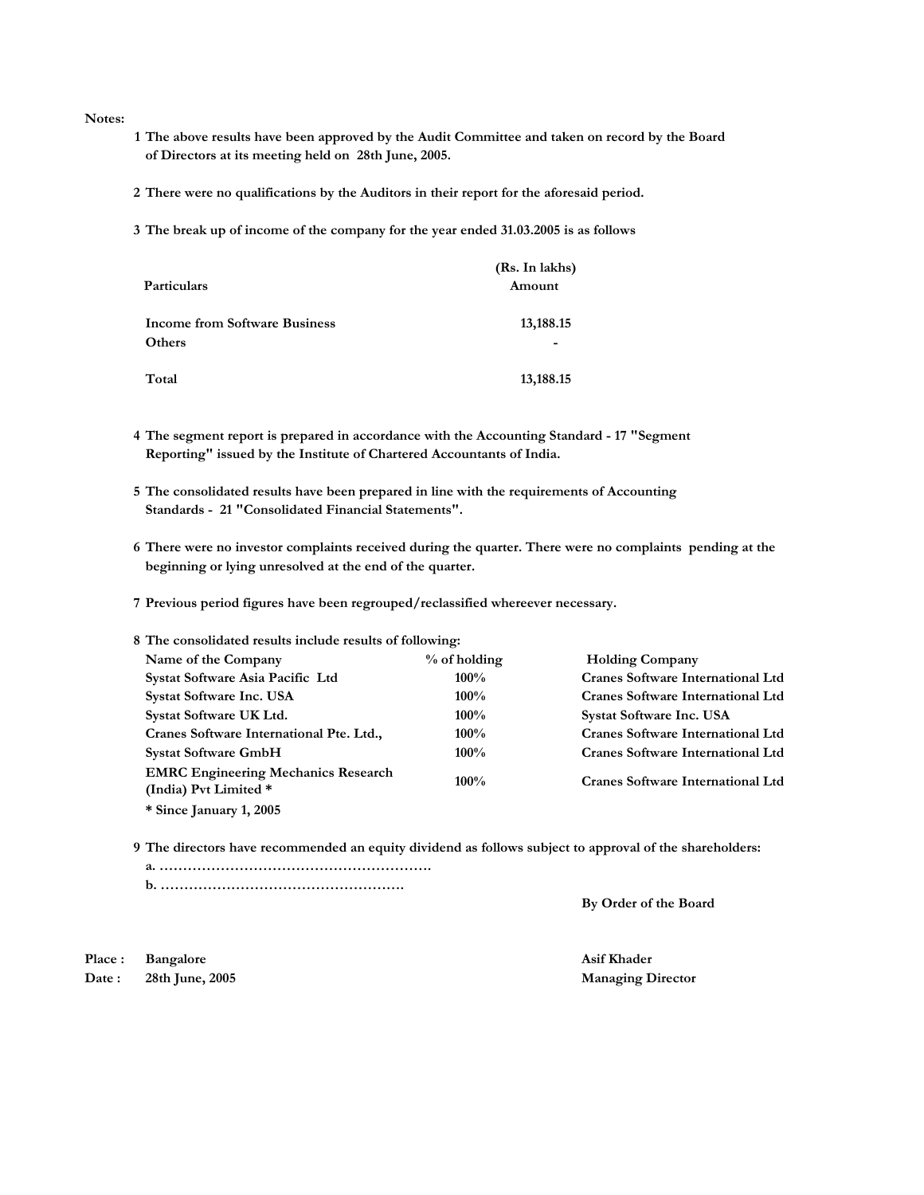**Notes:**

1. The above results have been approved by the Audit Committee and taken on record by the Board of Directors at its meeting held on 28th June, 2005.

2. There were no qualifications by the Auditors in their report for the aforesaid period.

3. The break up of income of the company for the year ended 31.03.2005 is as follows

| Particulars | (Rs. In lakhs) Amount |
|---|---|
| Income from Software Business | 13,188.15 |
| Others | - |
| Total | 13,188.15 |

4. The segment report is prepared in accordance with the Accounting Standard - 17 "Segment Reporting" issued by the Institute of Chartered Accountants of India.

5. The consolidated results have been prepared in line with the requirements of Accounting Standards - 21 "Consolidated Financial Statements".

6. There were no investor complaints received during the quarter. There were no complaints pending at the beginning or lying unresolved at the end of the quarter.

7. Previous period figures have been regrouped/reclassified whereever necessary.

8. The consolidated results include results of following:

| Name of the Company | % of holding | Holding Company |
|---|---|---|
| Systat Software Asia Pacific Ltd | 100% | Cranes Software International Ltd |
| Systat Software Inc. USA | 100% | Cranes Software International Ltd |
| Systat Software UK Ltd. | 100% | Systat Software Inc. USA |
| Cranes Software International Pte. Ltd., | 100% | Cranes Software International Ltd |
| Systat Software GmbH | 100% | Cranes Software International Ltd |
| EMRC Engineering Mechanics Research (India) Pvt Limited * | 100% | Cranes Software International Ltd |

\* Since January 1, 2005

9. The directors have recommended an equity dividend as follows subject to approval of the shareholders:

   a. ………………………………………………….

   b. …………………………………………….

By Order of the Board

Place : Bangalore
Date : 28th June, 2005

Asif Khader
Managing Director